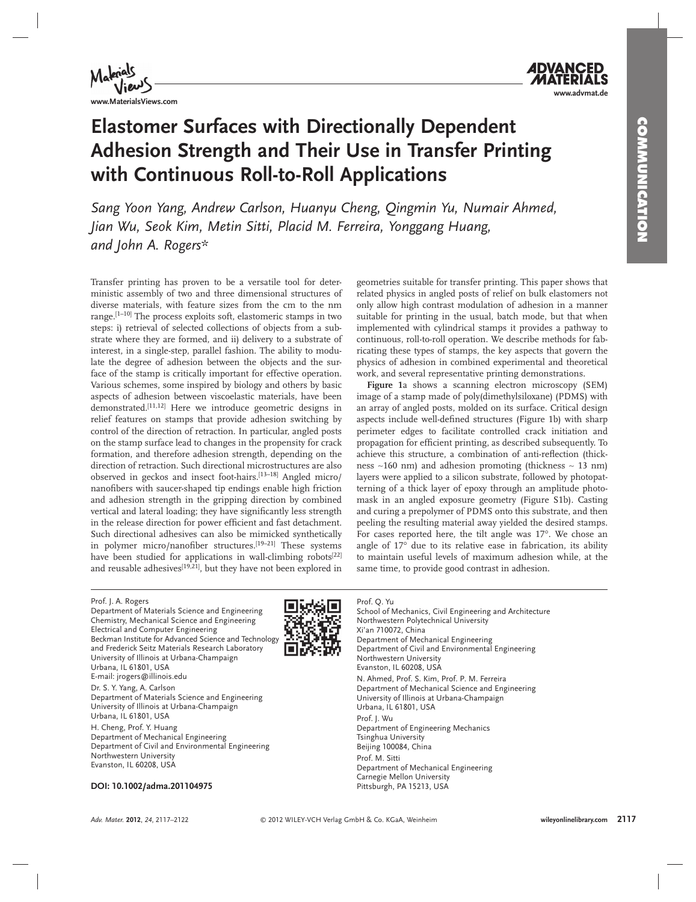# Elastomer Surfaces with Directionally Dependent Adhesion Strength and Their Use in Transfer Printing with Continuous Roll-to-Roll Applications

*Sang Yoon Yang, Andrew Carlson, Huanyu Cheng, Qingmin Yu, Numair Ahmed, Jian Wu, Seok Kim, Metin Sitti, Placid M. Ferreira, Yonggang Huang, and John A. Rogers\**

Transfer printing has proven to be a versatile tool for deterministic assembly of two and three dimensional structures of diverse materials, with feature sizes from the cm to the nm range.[1–10] The process exploits soft, elastomeric stamps in two steps: i) retrieval of selected collections of objects from a substrate where they are formed, and ii) delivery to a substrate of interest, in a single-step, parallel fashion. The ability to modulate the degree of adhesion between the objects and the surface of the stamp is critically important for effective operation. Various schemes, some inspired by biology and others by basic aspects of adhesion between viscoelastic materials, have been demonstrated.[11,12] Here we introduce geometric designs in relief features on stamps that provide adhesion switching by control of the direction of retraction. In particular, angled posts on the stamp surface lead to changes in the propensity for crack formation, and therefore adhesion strength, depending on the direction of retraction. Such directional microstructures are also observed in geckos and insect foot-hairs.[13–18] Angled micro/nanofibers with saucer-shaped tip endings enable high friction and adhesion strength in the gripping direction by combined vertical and lateral loading; they have significantly less strength in the release direction for power efficient and fast detachment. Such directional adhesives can also be mimicked synthetically in polymer micro/nanofiber structures.[19–21] These systems have been studied for applications in wall-climbing robots[22] and reusable adhesives[19,21], but they have not been explored in geometries suitable for transfer printing. This paper shows that related physics in angled posts of relief on bulk elastomers not only allow high contrast modulation of adhesion in a manner suitable for printing in the usual, batch mode, but that when implemented with cylindrical stamps it provides a pathway to continuous, roll-to-roll operation. We describe methods for fabricating these types of stamps, the key aspects that govern the physics of adhesion in combined experimental and theoretical work, and several representative printing demonstrations.

**Figure 1**a shows a scanning electron microscopy (SEM) image of a stamp made of poly(dimethylsiloxane) (PDMS) with an array of angled posts, molded on its surface. Critical design aspects include well-defined structures (Figure 1b) with sharp perimeter edges to facilitate controlled crack initiation and propagation for efficient printing, as described subsequently. To achieve this structure, a combination of anti-reflection (thickness ~160 nm) and adhesion promoting (thickness ~ 13 nm) layers were applied to a silicon substrate, followed by photopatterning of a thick layer of epoxy through an amplitude photomask in an angled exposure geometry (Figure S1b). Casting and curing a prepolymer of PDMS onto this substrate, and then peeling the resulting material away yielded the desired stamps. For cases reported here, the tilt angle was 17°. We chose an angle of 17° due to its relative ease in fabrication, its ability to maintain useful levels of maximum adhesion while, at the same time, to provide good contrast in adhesion.

---

Prof. J. A. Rogers
Department of Materials Science and Engineering
Chemistry, Mechanical Science and Engineering
Electrical and Computer Engineering
Beckman Institute for Advanced Science and Technology
and Frederick Seitz Materials Research Laboratory
University of Illinois at Urbana-Champaign
Urbana, IL 61801, USA
E-mail: jrogers@illinois.edu

Dr. S. Y. Yang, A. Carlson
Department of Materials Science and Engineering
University of Illinois at Urbana-Champaign
Urbana, IL 61801, USA

H. Cheng, Prof. Y. Huang
Department of Mechanical Engineering
Department of Civil and Environmental Engineering
Northwestern University
Evanston, IL 60208, USA

Prof. Q. Yu
School of Mechanics, Civil Engineering and Architecture
Northwestern Polytechnical University
Xi'an 710072, China
Department of Mechanical Engineering
Department of Civil and Environmental Engineering
Northwestern University
Evanston, IL 60208, USA

N. Ahmed, Prof. S. Kim, Prof. P. M. Ferreira
Department of Mechanical Science and Engineering
University of Illinois at Urbana-Champaign
Urbana, IL 61801, USA

Prof. J. Wu
Department of Engineering Mechanics
Tsinghua University
Beijing 100084, China

Prof. M. Sitti
Department of Mechanical Engineering
Carnegie Mellon University
Pittsburgh, PA 15213, USA

**DOI: 10.1002/adma.201104975**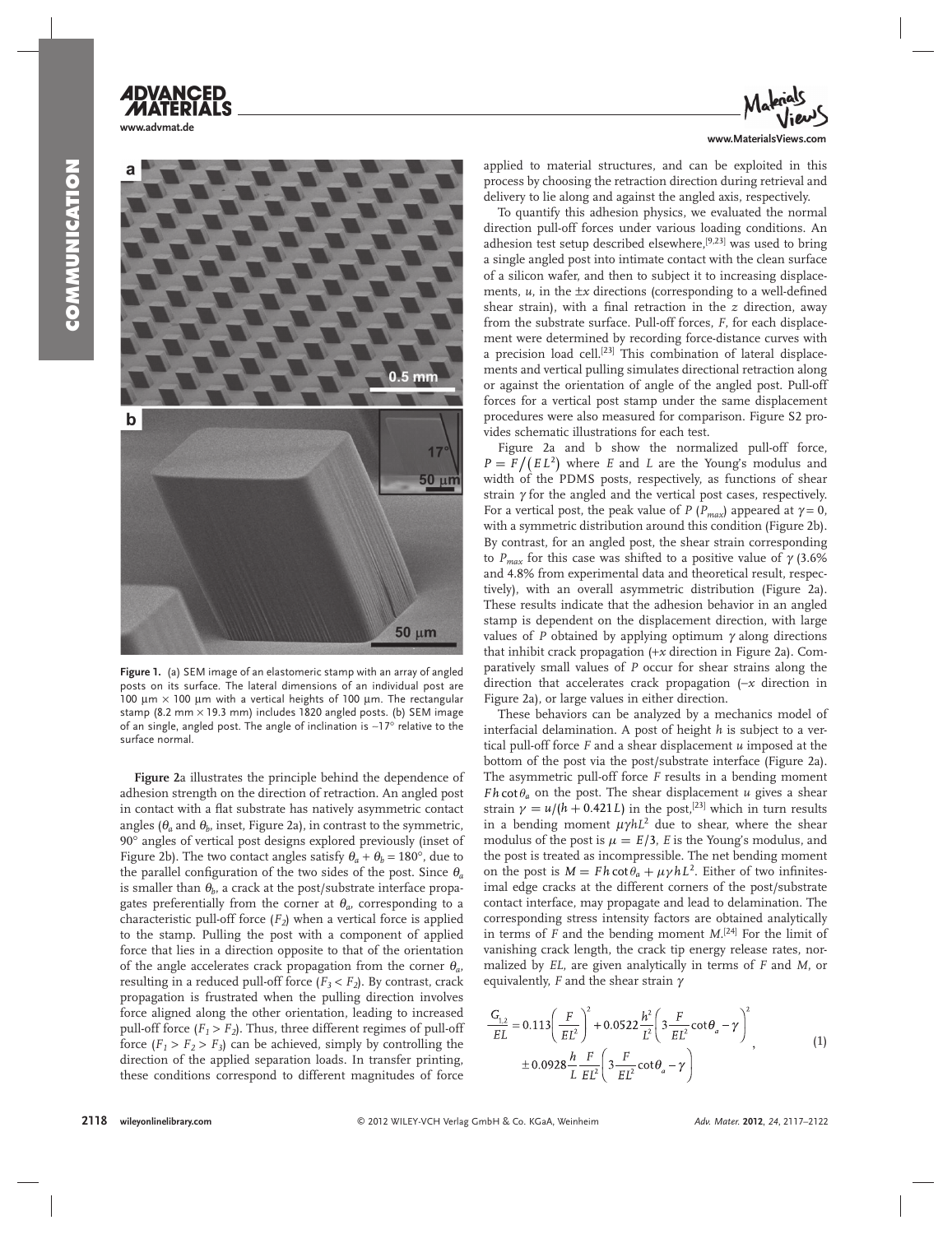Figure 1. (a) SEM image of an elastomeric stamp with an array of angled posts on its surface. The lateral dimensions of an individual post are 100 μm × 100 μm with a vertical heights of 100 μm. The rectangular stamp (8.2 mm × 19.3 mm) includes 1820 angled posts. (b) SEM image of an single, angled post. The angle of inclination is −17° relative to the surface normal.

**Figure 2**a illustrates the principle behind the dependence of adhesion strength on the direction of retraction. An angled post in contact with a flat substrate has natively asymmetric contact angles ($\theta_a$ and $\theta_b$, inset, Figure 2a), in contrast to the symmetric, 90° angles of vertical post designs explored previously (inset of Figure 2b). The two contact angles satisfy $\theta_a + \theta_b = 180°$, due to the parallel configuration of the two sides of the post. Since $\theta_a$ is smaller than $\theta_b$, a crack at the post/substrate interface propagates preferentially from the corner at $\theta_a$, corresponding to a characteristic pull-off force ($F_2$) when a vertical force is applied to the stamp. Pulling the post with a component of applied force that lies in a direction opposite to that of the orientation of the angle accelerates crack propagation from the corner $\theta_a$, resulting in a reduced pull-off force ($F_3 < F_2$). By contrast, crack propagation is frustrated when the pulling direction involves force aligned along the other orientation, leading to increased pull-off force ($F_1 > F_2$). Thus, three different regimes of pull-off force ($F_1 > F_2 > F_3$) can be achieved, simply by controlling the direction of the applied separation loads. In transfer printing, these conditions correspond to different magnitudes of force applied to material structures, and can be exploited in this process by choosing the retraction direction during retrieval and delivery to lie along and against the angled axis, respectively.

To quantify this adhesion physics, we evaluated the normal direction pull-off forces under various loading conditions. An adhesion test setup described elsewhere,[9,23] was used to bring a single angled post into intimate contact with the clean surface of a silicon wafer, and then to subject it to increasing displacements, $u$, in the $\pm x$ directions (corresponding to a well-defined shear strain), with a final retraction in the $z$ direction, away from the substrate surface. Pull-off forces, $F$, for each displacement were determined by recording force-distance curves with a precision load cell.[23] This combination of lateral displacements and vertical pulling simulates directional retraction along or against the orientation of angle of the angled post. Pull-off forces for a vertical post stamp under the same displacement procedures were also measured for comparison. Figure S2 provides schematic illustrations for each test.

Figure 2a and b show the normalized pull-off force, $P = F/(EL^2)$ where $E$ and $L$ are the Young's modulus and width of the PDMS posts, respectively, as functions of shear strain $\gamma$ for the angled and the vertical post cases, respectively. For a vertical post, the peak value of $P$ ($P_{max}$) appeared at $\gamma = 0$, with a symmetric distribution around this condition (Figure 2b). By contrast, for an angled post, the shear strain corresponding to $P_{max}$ for this case was shifted to a positive value of $\gamma$ (3.6% and 4.8% from experimental data and theoretical result, respectively), with an overall asymmetric distribution (Figure 2a). These results indicate that the adhesion behavior in an angled stamp is dependent on the displacement direction, with large values of $P$ obtained by applying optimum $\gamma$ along directions that inhibit crack propagation (+$x$ direction in Figure 2a). Comparatively small values of $P$ occur for shear strains along the direction that accelerates crack propagation (–$x$ direction in Figure 2a), or large values in either direction.

These behaviors can be analyzed by a mechanics model of interfacial delamination. A post of height $h$ is subject to a vertical pull-off force $F$ and a shear displacement $u$ imposed at the bottom of the post via the post/substrate interface (Figure 2a). The asymmetric pull-off force $F$ results in a bending moment $Fh\cot\theta_a$ on the post. The shear displacement $u$ gives a shear strain $\gamma = u/(h + 0.421L)$ in the post,[23] which in turn results in a bending moment $\mu\gamma hL^2$ due to shear, where the shear modulus of the post is $\mu = E/3$, $E$ is the Young's modulus, and the post is treated as incompressible. The net bending moment on the post is $M = Fh\cot\theta_a + \mu\gamma hL^2$. Either of two infinitesimal edge cracks at the different corners of the post/substrate contact interface, may propagate and lead to delamination. The corresponding stress intensity factors are obtained analytically in terms of $F$ and the bending moment $M$.[24] For the limit of vanishing crack length, the crack tip energy release rates, normalized by $EL$, are given analytically in terms of $F$ and $M$, or equivalently, $F$ and the shear strain $\gamma$

$$\frac{G_{1,2}}{EL} = 0.113\left(\frac{F}{EL^2}\right)^2 + 0.0522\frac{h^2}{L^2}\left(3\frac{F}{EL^2}\cot\theta_a - \gamma\right)^2 \pm 0.0928\frac{h}{L}\frac{F}{EL^2}\left(3\frac{F}{EL^2}\cot\theta_a - \gamma\right), \quad (1)$$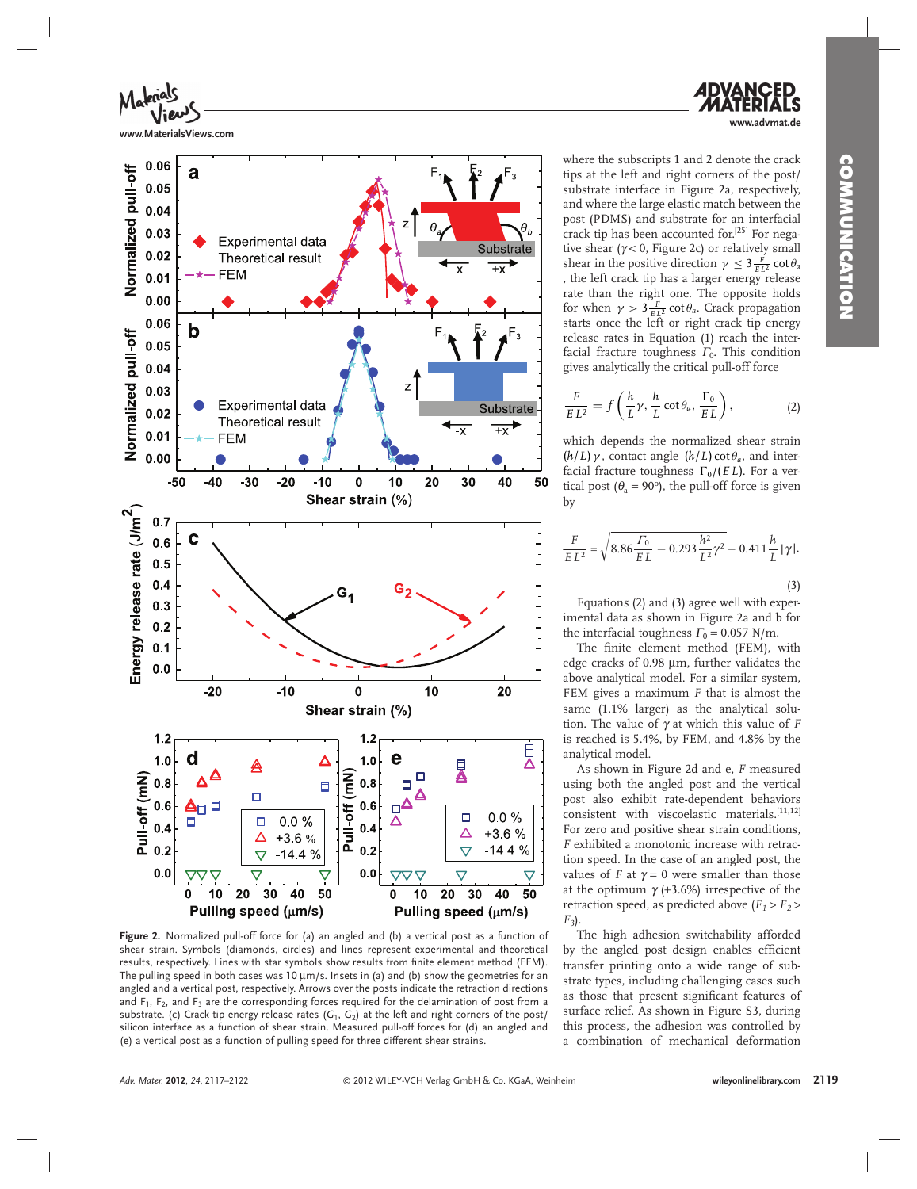Figure 2. Normalized pull-off force for (a) an angled and (b) a vertical post as a function of shear strain. Symbols (diamonds, circles) and lines represent experimental and theoretical results, respectively. Lines with star symbols show results from finite element method (FEM). The pulling speed in both cases was 10 μm/s. Insets in (a) and (b) show the geometries for an angled and a vertical post, respectively. Arrows over the posts indicate the retraction directions and $F_1$, $F_2$, and $F_3$ are the corresponding forces required for the delamination of post from a substrate. (c) Crack tip energy release rates ($G_1$, $G_2$) at the left and right corners of the post/silicon interface as a function of shear strain. Measured pull-off forces for (d) an angled and (e) a vertical post as a function of pulling speed for three different shear strains.

where the subscripts 1 and 2 denote the crack tips at the left and right corners of the post/substrate interface in Figure 2a, respectively, and where the large elastic match between the post (PDMS) and substrate for an interfacial crack tip has been accounted for.[25] For negative shear ($\gamma < 0$, Figure 2c) or relatively small shear in the positive direction $\gamma \leq 3\frac{F}{EL^2}\cot\theta_a$, the left crack tip has a larger energy release rate than the right one. The opposite holds for when $\gamma > 3\frac{F}{EL^2}\cot\theta_a$. Crack propagation starts once the left or right crack tip energy release rates in Equation (1) reach the interfacial fracture toughness $\Gamma_0$. This condition gives analytically the critical pull-off force

$$\frac{F}{EL^2} = f\left(\frac{h}{L}\gamma, \frac{h}{L}\cot\theta_a, \frac{\Gamma_0}{EL}\right), \tag{2}$$

which depends the normalized shear strain $(h/L)\,\gamma$, contact angle $(h/L)\cot\theta_a$, and interfacial fracture toughness $\Gamma_0/(EL)$. For a vertical post ($\theta_a = 90°$), the pull-off force is given by

$$\frac{F}{EL^2} = \sqrt{8.86\frac{\Gamma_0}{EL} - 0.293\frac{h^2}{L^2}\gamma^2} - 0.411\frac{h}{L}|\gamma|. \tag{3}$$

Equations (2) and (3) agree well with experimental data as shown in Figure 2a and b for the interfacial toughness $\Gamma_0 = 0.057$ N/m.

The finite element method (FEM), with edge cracks of 0.98 μm, further validates the above analytical model. For a similar system, FEM gives a maximum $F$ that is almost the same (1.1% larger) as the analytical solution. The value of $\gamma$ at which this value of $F$ is reached is 5.4%, by FEM, and 4.8% by the analytical model.

As shown in Figure 2d and e, $F$ measured using both the angled post and the vertical post also exhibit rate-dependent behaviors consistent with viscoelastic materials.[11,12] For zero and positive shear strain conditions, $F$ exhibited a monotonic increase with retraction speed. In the case of an angled post, the values of $F$ at $\gamma = 0$ were smaller than those at the optimum $\gamma$ (+3.6%) irrespective of the retraction speed, as predicted above ($F_1 > F_2 > F_3$).

The high adhesion switchability afforded by the angled post design enables efficient transfer printing onto a wide range of substrate types, including challenging cases such as those that present significant features of surface relief. As shown in Figure S3, during this process, the adhesion was controlled by a combination of mechanical deformation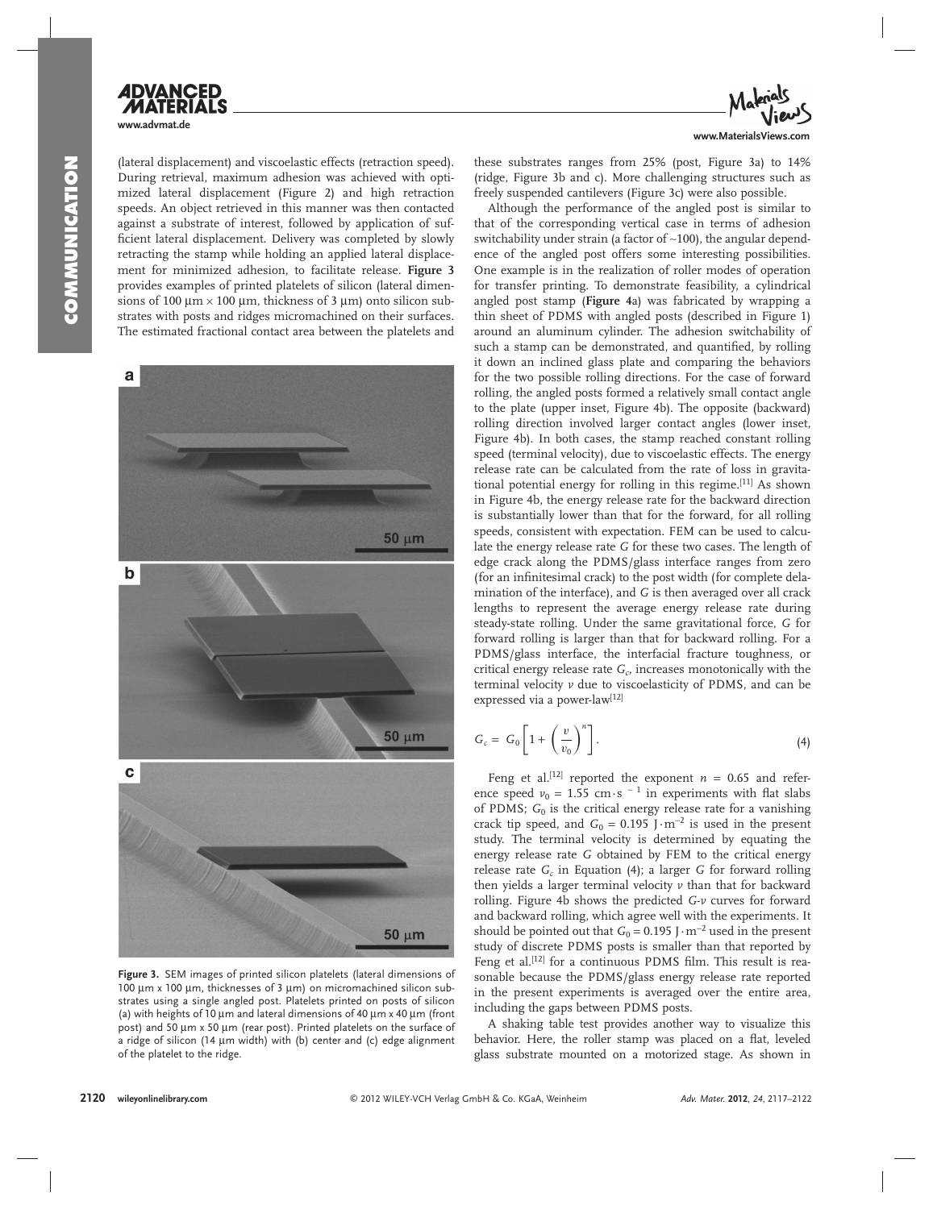(lateral displacement) and viscoelastic effects (retraction speed). During retrieval, maximum adhesion was achieved with optimized lateral displacement (Figure 2) and high retraction speeds. An object retrieved in this manner was then contacted against a substrate of interest, followed by application of sufficient lateral displacement. Delivery was completed by slowly retracting the stamp while holding an applied lateral displacement for minimized adhesion, to facilitate release. **Figure 3** provides examples of printed platelets of silicon (lateral dimensions of 100 μm × 100 μm, thickness of 3 μm) onto silicon substrates with posts and ridges micromachined on their surfaces. The estimated fractional contact area between the platelets and these substrates ranges from 25% (post, Figure 3a) to 14% (ridge, Figure 3b and c). More challenging structures such as freely suspended cantilevers (Figure 3c) were also possible.

**Figure 3.** SEM images of printed silicon platelets (lateral dimensions of 100 μm x 100 μm, thicknesses of 3 μm) on micromachined silicon substrates using a single angled post. Platelets printed on posts of silicon (a) with heights of 10 μm and lateral dimensions of 40 μm x 40 μm (front post) and 50 μm x 50 μm (rear post). Printed platelets on the surface of a ridge of silicon (14 μm width) with (b) center and (c) edge alignment of the platelet to the ridge.

Although the performance of the angled post is similar to that of the corresponding vertical case in terms of adhesion switchability under strain (a factor of ~100), the angular dependence of the angled post offers some interesting possibilities. One example is in the realization of roller modes of operation for transfer printing. To demonstrate feasibility, a cylindrical angled post stamp (**Figure 4**a) was fabricated by wrapping a thin sheet of PDMS with angled posts (described in Figure 1) around an aluminum cylinder. The adhesion switchability of such a stamp can be demonstrated, and quantified, by rolling it down an inclined glass plate and comparing the behaviors for the two possible rolling directions. For the case of forward rolling, the angled posts formed a relatively small contact angle to the plate (upper inset, Figure 4b). The opposite (backward) rolling direction involved larger contact angles (lower inset, Figure 4b). In both cases, the stamp reached constant rolling speed (terminal velocity), due to viscoelastic effects. The energy release rate can be calculated from the rate of loss in gravitational potential energy for rolling in this regime.[11] As shown in Figure 4b, the energy release rate for the backward direction is substantially lower than that for the forward, for all rolling speeds, consistent with expectation. FEM can be used to calculate the energy release rate $G$ for these two cases. The length of edge crack along the PDMS/glass interface ranges from zero (for an infinitesimal crack) to the post width (for complete delamination of the interface), and $G$ is then averaged over all crack lengths to represent the average energy release rate during steady-state rolling. Under the same gravitational force, $G$ for forward rolling is larger than that for backward rolling. For a PDMS/glass interface, the interfacial fracture toughness, or critical energy release rate $G_c$, increases monotonically with the terminal velocity $v$ due to viscoelasticity of PDMS, and can be expressed via a power-law[12]

$$G_c = G_0\left[1 + \left(\frac{v}{v_0}\right)^n\right]. \tag{4}$$

Feng et al.[12] reported the exponent $n = 0.65$ and reference speed $v_0 = 1.55\ \text{cm}\cdot\text{s}^{-1}$ in experiments with flat slabs of PDMS; $G_0$ is the critical energy release rate for a vanishing crack tip speed, and $G_0 = 0.195\ \text{J}\cdot\text{m}^{-2}$ is used in the present study. The terminal velocity is determined by equating the energy release rate $G$ obtained by FEM to the critical energy release rate $G_c$ in Equation (4); a larger $G$ for forward rolling then yields a larger terminal velocity $v$ than that for backward rolling. Figure 4b shows the predicted $G$-$v$ curves for forward and backward rolling, which agree well with the experiments. It should be pointed out that $G_0 = 0.195\ \text{J}\cdot\text{m}^{-2}$ used in the present study of discrete PDMS posts is smaller than that reported by Feng et al.[12] for a continuous PDMS film. This result is reasonable because the PDMS/glass energy release rate reported in the present experiments is averaged over the entire area, including the gaps between PDMS posts.

A shaking table test provides another way to visualize this behavior. Here, the roller stamp was placed on a flat, leveled glass substrate mounted on a motorized stage. As shown in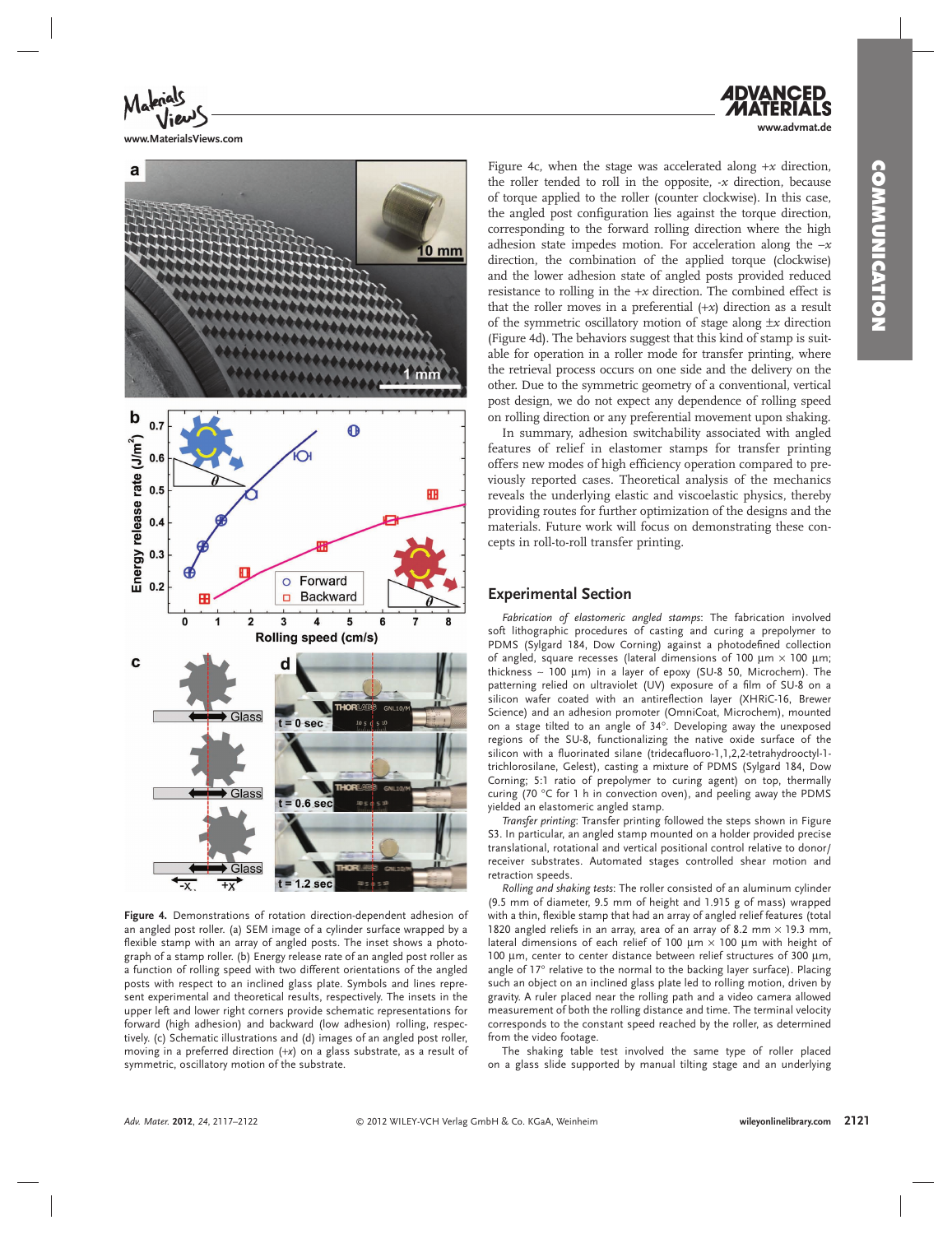Figure 4c, when the stage was accelerated along +*x* direction, the roller tended to roll in the opposite, -*x* direction, because of torque applied to the roller (counter clockwise). In this case, the angled post configuration lies against the torque direction, corresponding to the forward rolling direction where the high adhesion state impedes motion. For acceleration along the –*x* direction, the combination of the applied torque (clockwise) and the lower adhesion state of angled posts provided reduced resistance to rolling in the +*x* direction. The combined effect is that the roller moves in a preferential (+*x*) direction as a result of the symmetric oscillatory motion of stage along ±*x* direction (Figure 4d). The behaviors suggest that this kind of stamp is suitable for operation in a roller mode for transfer printing, where the retrieval process occurs on one side and the delivery on the other. Due to the symmetric geometry of a conventional, vertical post design, we do not expect any dependence of rolling speed on rolling direction or any preferential movement upon shaking.

In summary, adhesion switchability associated with angled features of relief in elastomer stamps for transfer printing offers new modes of high efficiency operation compared to previously reported cases. Theoretical analysis of the mechanics reveals the underlying elastic and viscoelastic physics, thereby providing routes for further optimization of the designs and the materials. Future work will focus on demonstrating these concepts in roll-to-roll transfer printing.

**Figure 4.** Demonstrations of rotation direction-dependent adhesion of an angled post roller. (a) SEM image of a cylinder surface wrapped by a flexible stamp with an array of angled posts. The inset shows a photograph of a stamp roller. (b) Energy release rate of an angled post roller as a function of rolling speed with two different orientations of the angled posts with respect to an inclined glass plate. Symbols and lines represent experimental and theoretical results, respectively. The insets in the upper left and lower right corners provide schematic representations for forward (high adhesion) and backward (low adhesion) rolling, respectively. (c) Schematic illustrations and (d) images of an angled post roller, moving in a preferred direction (+*x*) on a glass substrate, as a result of symmetric, oscillatory motion of the substrate.

## Experimental Section

*Fabrication of elastomeric angled stamps*: The fabrication involved soft lithographic procedures of casting and curing a prepolymer to PDMS (Sylgard 184, Dow Corning) against a photodefined collection of angled, square recesses (lateral dimensions of 100 μm × 100 μm; thickness – 100 μm) in a layer of epoxy (SU-8 50, Microchem). The patterning relied on ultraviolet (UV) exposure of a film of SU-8 on a silicon wafer coated with an antireflection layer (XHRiC-16, Brewer Science) and an adhesion promoter (OmniCoat, Microchem), mounted on a stage tilted to an angle of 34°. Developing away the unexposed regions of the SU-8, functionalizing the native oxide surface of the silicon with a fluorinated silane (tridecafluoro-1,1,2,2-tetrahydrooctyl-1-trichlorosilane, Gelest), casting a mixture of PDMS (Sylgard 184, Dow Corning; 5:1 ratio of prepolymer to curing agent) on top, thermally curing (70 °C for 1 h in convection oven), and peeling away the PDMS yielded an elastomeric angled stamp.

*Transfer printing*: Transfer printing followed the steps shown in Figure S3. In particular, an angled stamp mounted on a holder provided precise translational, rotational and vertical positional control relative to donor/receiver substrates. Automated stages controlled shear motion and retraction speeds.

*Rolling and shaking tests*: The roller consisted of an aluminum cylinder (9.5 mm of diameter, 9.5 mm of height and 1.915 g of mass) wrapped with a thin, flexible stamp that had an array of angled relief features (total 1820 angled reliefs in an array, area of an array of 8.2 mm × 19.3 mm, lateral dimensions of each relief of 100 μm × 100 μm with height of 100 μm, center to center distance between relief structures of 300 μm, angle of 17° relative to the normal to the backing layer surface). Placing such an object on an inclined glass plate led to rolling motion, driven by gravity. A ruler placed near the rolling path and a video camera allowed measurement of both the rolling distance and time. The terminal velocity corresponds to the constant speed reached by the roller, as determined from the video footage.

The shaking table test involved the same type of roller placed on a glass slide supported by manual tilting stage and an underlying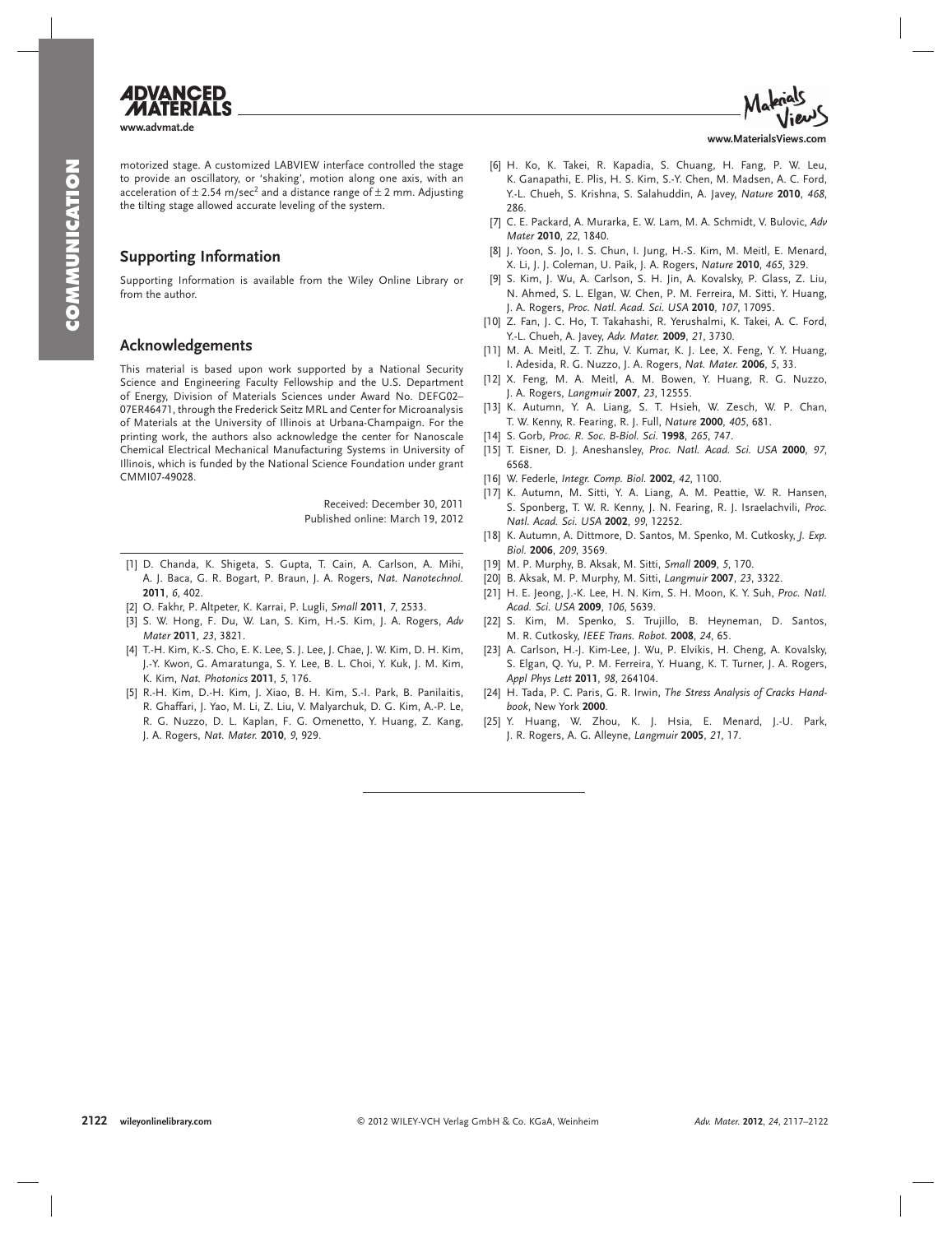motorized stage. A customized LABVIEW interface controlled the stage to provide an oscillatory, or 'shaking', motion along one axis, with an acceleration of ± 2.54 m/sec$^2$ and a distance range of ± 2 mm. Adjusting the tilting stage allowed accurate leveling of the system.

## Supporting Information

Supporting Information is available from the Wiley Online Library or from the author.

## Acknowledgements

This material is based upon work supported by a National Security Science and Engineering Faculty Fellowship and the U.S. Department of Energy, Division of Materials Sciences under Award No. DEFG02–07ER46471, through the Frederick Seitz MRL and Center for Microanalysis of Materials at the University of Illinois at Urbana-Champaign. For the printing work, the authors also acknowledge the center for Nanoscale Chemical Electrical Mechanical Manufacturing Systems in University of Illinois, which is funded by the National Science Foundation under grant CMMI07-49028.

Received: December 30, 2011
Published online: March 19, 2012

[1] D. Chanda, K. Shigeta, S. Gupta, T. Cain, A. Carlson, A. Mihi, A. J. Baca, G. R. Bogart, P. Braun, J. A. Rogers, *Nat. Nanotechnol.* **2011**, *6*, 402.

[2] O. Fakhr, P. Altpeter, K. Karrai, P. Lugli, *Small* **2011**, *7*, 2533.

[3] S. W. Hong, F. Du, W. Lan, S. Kim, H.-S. Kim, J. A. Rogers, *Adv Mater* **2011**, *23*, 3821.

[4] T.-H. Kim, K.-S. Cho, E. K. Lee, S. J. Lee, J. Chae, J. W. Kim, D. H. Kim, J.-Y. Kwon, G. Amaratunga, S. Y. Lee, B. L. Choi, Y. Kuk, J. M. Kim, K. Kim, *Nat. Photonics* **2011**, *5*, 176.

[5] R.-H. Kim, D.-H. Kim, J. Xiao, B. H. Kim, S.-I. Park, B. Panilaitis, R. Ghaffari, J. Yao, M. Li, Z. Liu, V. Malyarchuk, D. G. Kim, A.-P. Le, R. G. Nuzzo, D. L. Kaplan, F. G. Omenetto, Y. Huang, Z. Kang, J. A. Rogers, *Nat. Mater.* **2010**, *9*, 929.

[6] H. Ko, K. Takei, R. Kapadia, S. Chuang, H. Fang, P. W. Leu, K. Ganapathi, E. Plis, H. S. Kim, S.-Y. Chen, M. Madsen, A. C. Ford, Y.-L. Chueh, S. Krishna, S. Salahuddin, A. Javey, *Nature* **2010**, *468*, 286.

[7] C. E. Packard, A. Murarka, E. W. Lam, M. A. Schmidt, V. Bulovic, *Adv Mater* **2010**, *22*, 1840.

[8] J. Yoon, S. Jo, I. S. Chun, I. Jung, H.-S. Kim, M. Meitl, E. Menard, X. Li, J. J. Coleman, U. Paik, J. A. Rogers, *Nature* **2010**, *465*, 329.

[9] S. Kim, J. Wu, A. Carlson, S. H. Jin, A. Kovalsky, P. Glass, Z. Liu, N. Ahmed, S. L. Elgan, W. Chen, P. M. Ferreira, M. Sitti, Y. Huang, J. A. Rogers, *Proc. Natl. Acad. Sci. USA* **2010**, *107*, 17095.

[10] Z. Fan, J. C. Ho, T. Takahashi, R. Yerushalmi, K. Takei, A. C. Ford, Y.-L. Chueh, A. Javey, *Adv. Mater.* **2009**, *21*, 3730.

[11] M. A. Meitl, Z. T. Zhu, V. Kumar, K. J. Lee, X. Feng, Y. Y. Huang, I. Adesida, R. G. Nuzzo, J. A. Rogers, *Nat. Mater.* **2006**, *5*, 33.

[12] X. Feng, M. A. Meitl, A. M. Bowen, Y. Huang, R. G. Nuzzo, J. A. Rogers, *Langmuir* **2007**, *23*, 12555.

[13] K. Autumn, Y. A. Liang, S. T. Hsieh, W. Zesch, W. P. Chan, T. W. Kenny, R. Fearing, R. J. Full, *Nature* **2000**, *405*, 681.

[14] S. Gorb, *Proc. R. Soc. B-Biol. Sci.* **1998**, *265*, 747.

[15] T. Eisner, D. J. Aneshansley, *Proc. Natl. Acad. Sci. USA* **2000**, *97*, 6568.

[16] W. Federle, *Integr. Comp. Biol.* **2002**, *42*, 1100.

[17] K. Autumn, M. Sitti, Y. A. Liang, A. M. Peattie, W. R. Hansen, S. Sponberg, T. W. R. Kenny, J. N. Fearing, R. J. Israelachvili, *Proc. Natl. Acad. Sci. USA* **2002**, *99*, 12252.

[18] K. Autumn, A. Dittmore, D. Santos, M. Spenko, M. Cutkosky, *J. Exp. Biol.* **2006**, *209*, 3569.

[19] M. P. Murphy, B. Aksak, M. Sitti, *Small* **2009**, *5*, 170.

[20] B. Aksak, M. P. Murphy, M. Sitti, *Langmuir* **2007**, *23*, 3322.

[21] H. E. Jeong, J.-K. Lee, H. N. Kim, S. H. Moon, K. Y. Suh, *Proc. Natl. Acad. Sci. USA* **2009**, *106*, 5639.

[22] S. Kim, M. Spenko, S. Trujillo, B. Heyneman, D. Santos, M. R. Cutkosky, *IEEE Trans. Robot.* **2008**, *24*, 65.

[23] A. Carlson, H.-J. Kim-Lee, J. Wu, P. Elvikis, H. Cheng, A. Kovalsky, S. Elgan, Q. Yu, P. M. Ferreira, Y. Huang, K. T. Turner, J. A. Rogers, *Appl Phys Lett* **2011**, *98*, 264104.

[24] H. Tada, P. C. Paris, G. R. Irwin, *The Stress Analysis of Cracks Handbook*, New York **2000**.

[25] Y. Huang, W. Zhou, K. J. Hsia, E. Menard, J.-U. Park, J. R. Rogers, A. G. Alleyne, *Langmuir* **2005**, *21*, 17.